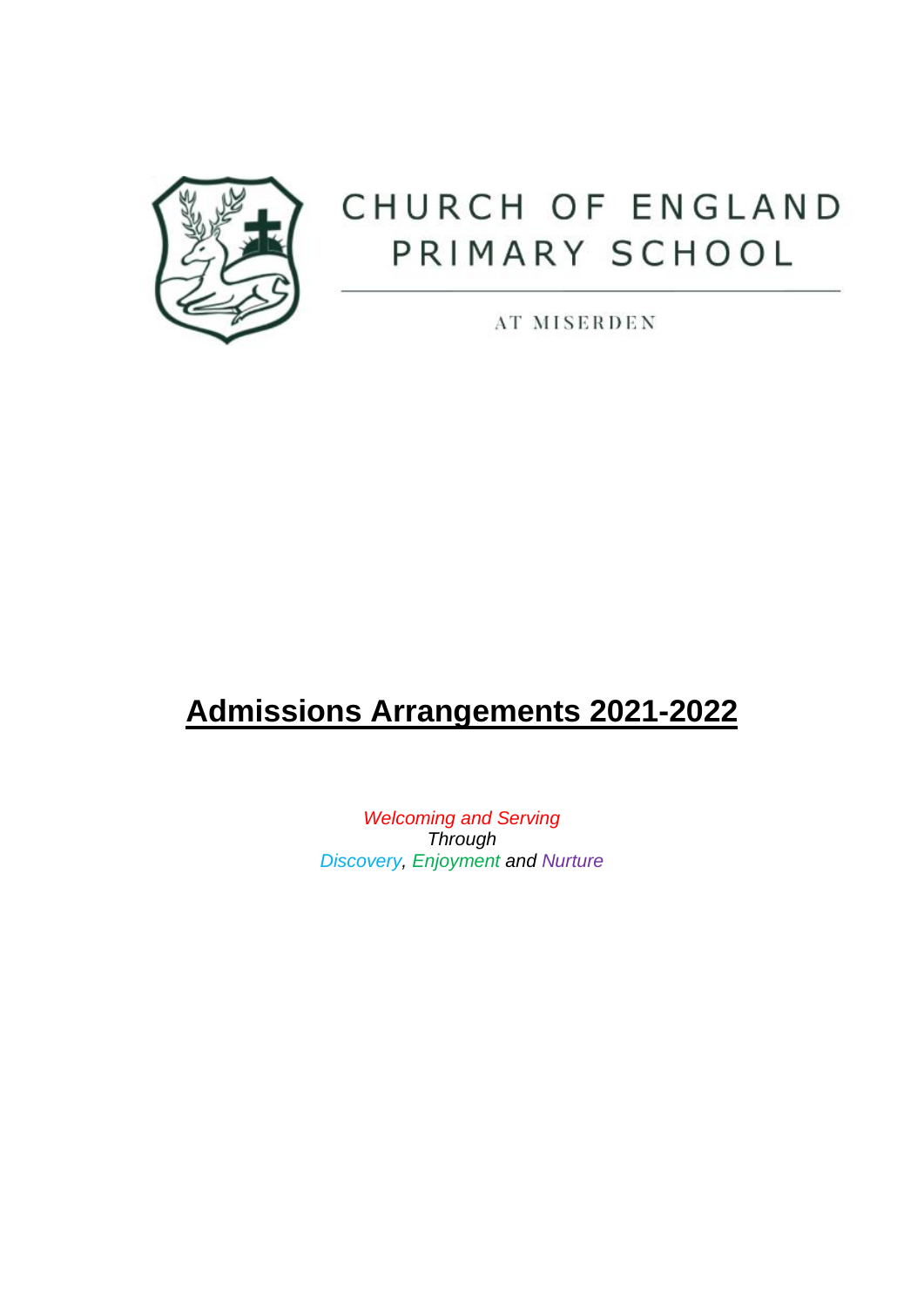CHURCH OF ENGLAND PRIMARY SCHOOL

AT MISERDEN

# Admissions Arrangements 2021-2022

*Welcoming and Serving*
*Through*
*Discovery, Enjoyment and Nurture*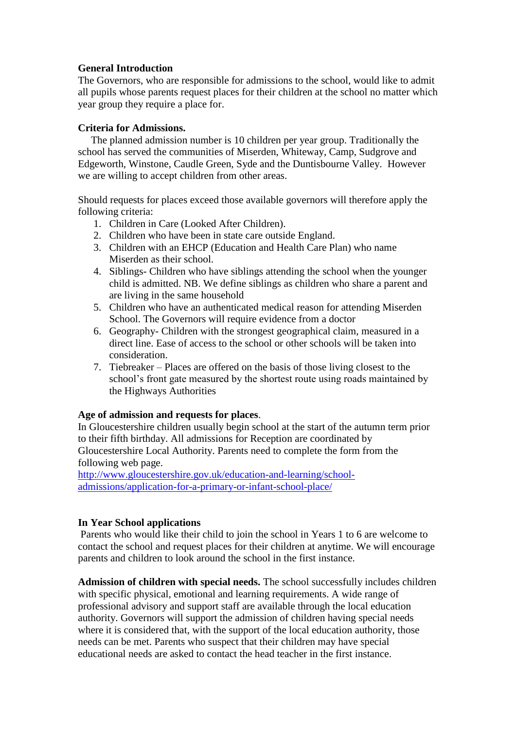**General Introduction**

The Governors, who are responsible for admissions to the school, would like to admit all pupils whose parents request places for their children at the school no matter which year group they require a place for.

**Criteria for Admissions.**

The planned admission number is 10 children per year group. Traditionally the school has served the communities of Miserden, Whiteway, Camp, Sudgrove and Edgeworth, Winstone, Caudle Green, Syde and the Duntisbourne Valley. However we are willing to accept children from other areas.

Should requests for places exceed those available governors will therefore apply the following criteria:

1. Children in Care (Looked After Children).
2. Children who have been in state care outside England.
3. Children with an EHCP (Education and Health Care Plan) who name Miserden as their school.
4. Siblings- Children who have siblings attending the school when the younger child is admitted. NB. We define siblings as children who share a parent and are living in the same household
5. Children who have an authenticated medical reason for attending Miserden School. The Governors will require evidence from a doctor
6. Geography- Children with the strongest geographical claim, measured in a direct line. Ease of access to the school or other schools will be taken into consideration.
7. Tiebreaker – Places are offered on the basis of those living closest to the school's front gate measured by the shortest route using roads maintained by the Highways Authorities

**Age of admission and requests for places**.

In Gloucestershire children usually begin school at the start of the autumn term prior to their fifth birthday. All admissions for Reception are coordinated by Gloucestershire Local Authority. Parents need to complete the form from the following web page.

[http://www.gloucestershire.gov.uk/education-and-learning/school-admissions/application-for-a-primary-or-infant-school-place/](http://www.gloucestershire.gov.uk/education-and-learning/school-admissions/application-for-a-primary-or-infant-school-place/)

**In Year School applications**

Parents who would like their child to join the school in Years 1 to 6 are welcome to contact the school and request places for their children at anytime. We will encourage parents and children to look around the school in the first instance.

**Admission of children with special needs.** The school successfully includes children with specific physical, emotional and learning requirements. A wide range of professional advisory and support staff are available through the local education authority. Governors will support the admission of children having special needs where it is considered that, with the support of the local education authority, those needs can be met. Parents who suspect that their children may have special educational needs are asked to contact the head teacher in the first instance.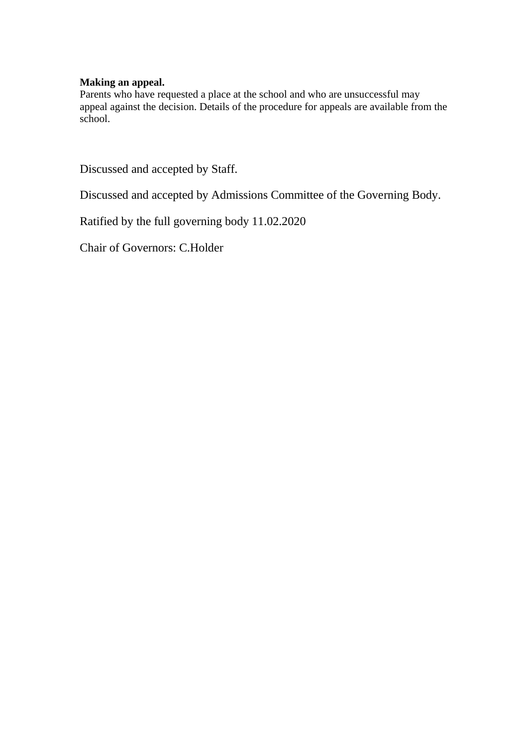**Making an appeal.**
Parents who have requested a place at the school and who are unsuccessful may appeal against the decision. Details of the procedure for appeals are available from the school.

Discussed and accepted by Staff.

Discussed and accepted by Admissions Committee of the Governing Body.

Ratified by the full governing body 11.02.2020

Chair of Governors: C.Holder